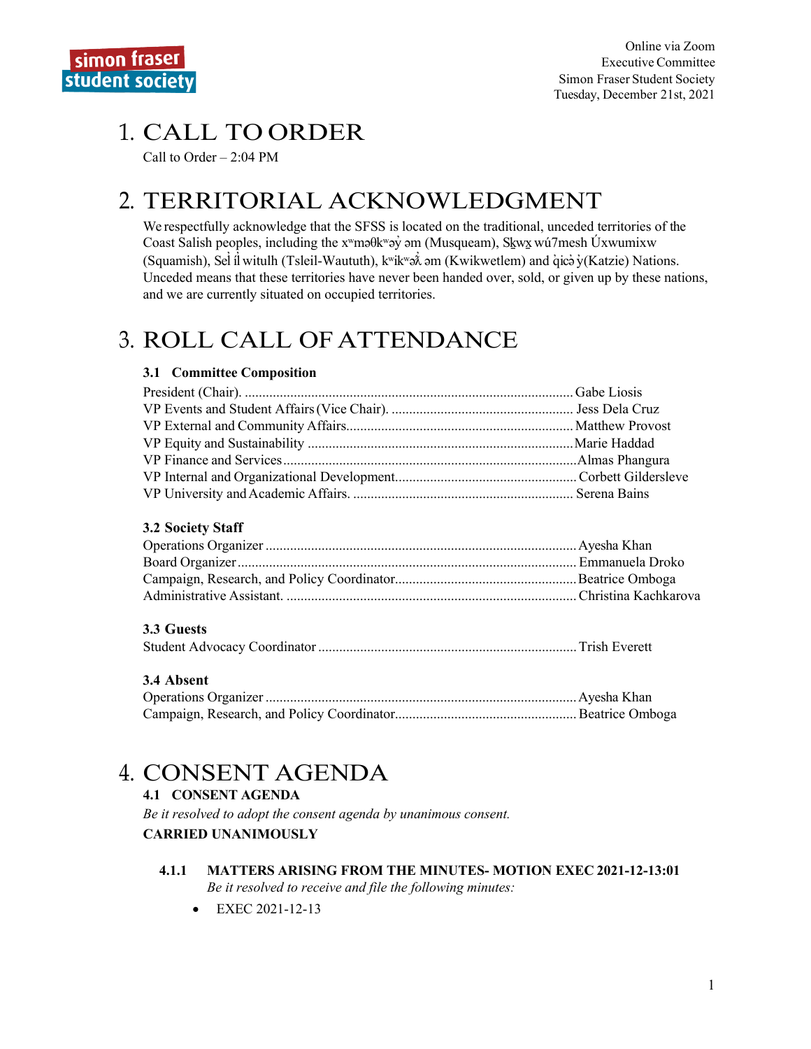Online via Zoom
Executive Committee
Simon Fraser Student Society
Tuesday, December 21st, 2021

# 1. CALL TO ORDER

Call to Order – 2:04 PM

# 2. TERRITORIAL ACKNOWLEDGMENT

We respectfully acknowledge that the SFSS is located on the traditional, unceded territories of the Coast Salish peoples, including the xʷməθkʷəy̓ əm (Musqueam), Sḵwx̱ wú7mesh Úxwumixw (Squamish), Sel̓ íl̓ witulh (Tsleil-Waututh), kʷikʷəƛ̓ əm (Kwikwetlem) and q̓icə̓ y̓(Katzie) Nations. Unceded means that these territories have never been handed over, sold, or given up by these nations, and we are currently situated on occupied territories.

# 3. ROLL CALL OF ATTENDANCE

### 3.1 Committee Composition

President (Chair). .......... Gabe Liosis
VP Events and Student Affairs (Vice Chair). .......... Jess Dela Cruz
VP External and Community Affairs.......... Matthew Provost
VP Equity and Sustainability .......... Marie Haddad
VP Finance and Services.......... Almas Phangura
VP Internal and Organizational Development.......... Corbett Gildersleve
VP University and Academic Affairs. .......... Serena Bains

### 3.2 Society Staff

Operations Organizer .......... Ayesha Khan
Board Organizer.......... Emmanuela Droko
Campaign, Research, and Policy Coordinator.......... Beatrice Omboga
Administrative Assistant. .......... Christina Kachkarova

### 3.3 Guests

Student Advocacy Coordinator .......... Trish Everett

### 3.4 Absent

Operations Organizer .......... Ayesha Khan
Campaign, Research, and Policy Coordinator.......... Beatrice Omboga

# 4. CONSENT AGENDA

### 4.1 CONSENT AGENDA

*Be it resolved to adopt the consent agenda by unanimous consent.*

**CARRIED UNANIMOUSLY**

#### 4.1.1 MATTERS ARISING FROM THE MINUTES- MOTION EXEC 2021-12-13:01

*Be it resolved to receive and file the following minutes:*

- EXEC 2021-12-13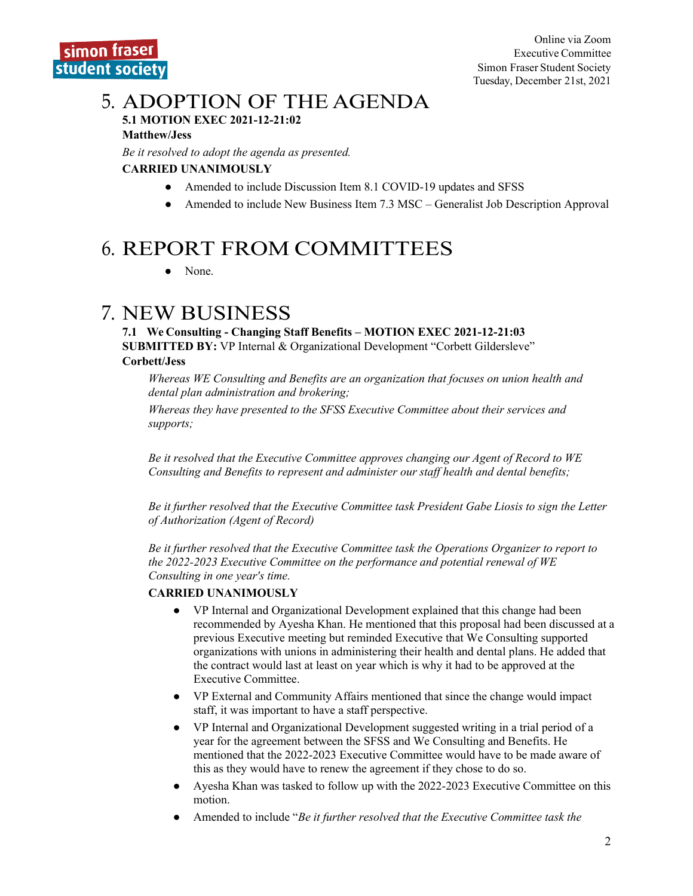# 5. ADOPTION OF THE AGENDA

**5.1 MOTION EXEC 2021-12-21:02**

**Matthew/Jess**

*Be it resolved to adopt the agenda as presented.*

**CARRIED UNANIMOUSLY**

- Amended to include Discussion Item 8.1 COVID-19 updates and SFSS
- Amended to include New Business Item 7.3 MSC – Generalist Job Description Approval

# 6. REPORT FROM COMMITTEES

- None.

# 7. NEW BUSINESS

**7.1 We Consulting - Changing Staff Benefits – MOTION EXEC 2021-12-21:03**

**SUBMITTED BY:** VP Internal & Organizational Development "Corbett Gildersleve"

**Corbett/Jess**

*Whereas WE Consulting and Benefits are an organization that focuses on union health and dental plan administration and brokering;*

*Whereas they have presented to the SFSS Executive Committee about their services and supports;*

*Be it resolved that the Executive Committee approves changing our Agent of Record to WE Consulting and Benefits to represent and administer our staff health and dental benefits;*

*Be it further resolved that the Executive Committee task President Gabe Liosis to sign the Letter of Authorization (Agent of Record)*

*Be it further resolved that the Executive Committee task the Operations Organizer to report to the 2022-2023 Executive Committee on the performance and potential renewal of WE Consulting in one year's time.*

**CARRIED UNANIMOUSLY**

- VP Internal and Organizational Development explained that this change had been recommended by Ayesha Khan. He mentioned that this proposal had been discussed at a previous Executive meeting but reminded Executive that We Consulting supported organizations with unions in administering their health and dental plans. He added that the contract would last at least on year which is why it had to be approved at the Executive Committee.
- VP External and Community Affairs mentioned that since the change would impact staff, it was important to have a staff perspective.
- VP Internal and Organizational Development suggested writing in a trial period of a year for the agreement between the SFSS and We Consulting and Benefits. He mentioned that the 2022-2023 Executive Committee would have to be made aware of this as they would have to renew the agreement if they chose to do so.
- Ayesha Khan was tasked to follow up with the 2022-2023 Executive Committee on this motion.
- Amended to include "*Be it further resolved that the Executive Committee task the*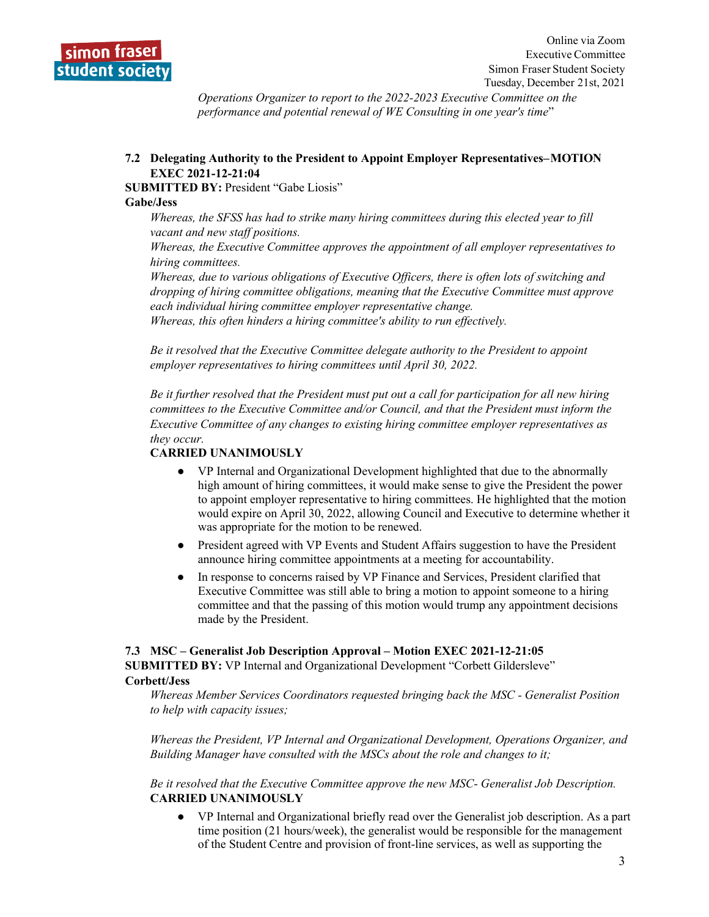*Operations Organizer to report to the 2022-2023 Executive Committee on the performance and potential renewal of WE Consulting in one year's time*"

### 7.2 Delegating Authority to the President to Appoint Employer Representatives– MOTION EXEC 2021-12-21:04

**SUBMITTED BY:** President "Gabe Liosis"

**Gabe/Jess**

*Whereas, the SFSS has had to strike many hiring committees during this elected year to fill vacant and new staff positions.*

*Whereas, the Executive Committee approves the appointment of all employer representatives to hiring committees.*

*Whereas, due to various obligations of Executive Officers, there is often lots of switching and dropping of hiring committee obligations, meaning that the Executive Committee must approve each individual hiring committee employer representative change.*

*Whereas, this often hinders a hiring committee's ability to run effectively.*

*Be it resolved that the Executive Committee delegate authority to the President to appoint employer representatives to hiring committees until April 30, 2022.*

*Be it further resolved that the President must put out a call for participation for all new hiring committees to the Executive Committee and/or Council, and that the President must inform the Executive Committee of any changes to existing hiring committee employer representatives as they occur.*

**CARRIED UNANIMOUSLY**

- VP Internal and Organizational Development highlighted that due to the abnormally high amount of hiring committees, it would make sense to give the President the power to appoint employer representative to hiring committees. He highlighted that the motion would expire on April 30, 2022, allowing Council and Executive to determine whether it was appropriate for the motion to be renewed.
- President agreed with VP Events and Student Affairs suggestion to have the President announce hiring committee appointments at a meeting for accountability.
- In response to concerns raised by VP Finance and Services, President clarified that Executive Committee was still able to bring a motion to appoint someone to a hiring committee and that the passing of this motion would trump any appointment decisions made by the President.

### 7.3 MSC – Generalist Job Description Approval – Motion EXEC 2021-12-21:05

**SUBMITTED BY:** VP Internal and Organizational Development "Corbett Gildersleve"

**Corbett/Jess**

*Whereas Member Services Coordinators requested bringing back the MSC - Generalist Position to help with capacity issues;*

*Whereas the President, VP Internal and Organizational Development, Operations Organizer, and Building Manager have consulted with the MSCs about the role and changes to it;*

*Be it resolved that the Executive Committee approve the new MSC- Generalist Job Description.*

**CARRIED UNANIMOUSLY**

- VP Internal and Organizational briefly read over the Generalist job description. As a part time position (21 hours/week), the generalist would be responsible for the management of the Student Centre and provision of front-line services, as well as supporting the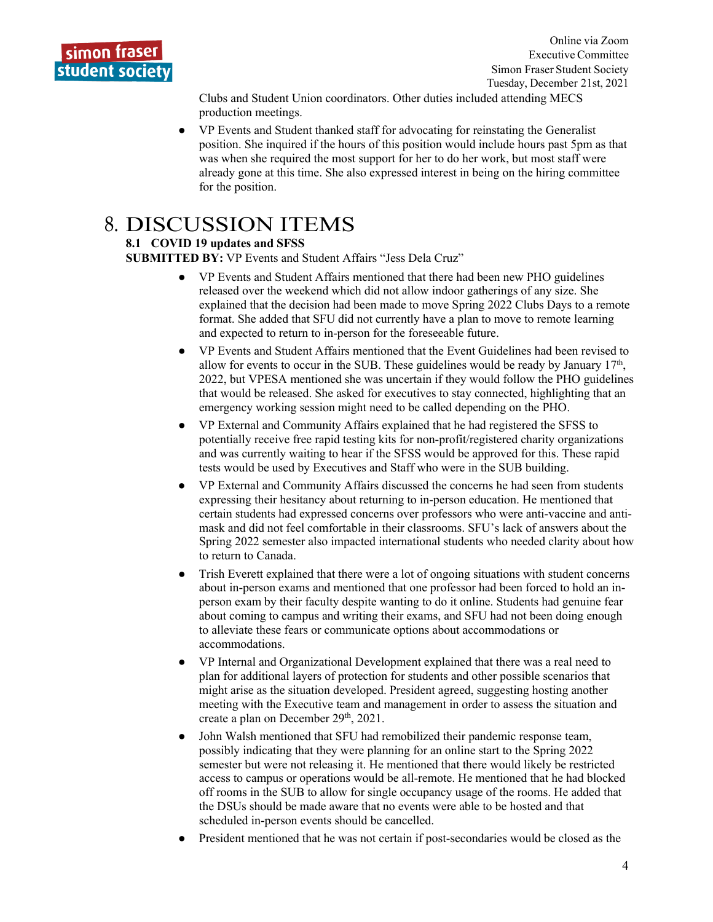Clubs and Student Union coordinators. Other duties included attending MECS production meetings.

- VP Events and Student thanked staff for advocating for reinstating the Generalist position. She inquired if the hours of this position would include hours past 5pm as that was when she required the most support for her to do her work, but most staff were already gone at this time. She also expressed interest in being on the hiring committee for the position.

# 8. DISCUSSION ITEMS

**8.1 COVID 19 updates and SFSS**

**SUBMITTED BY:** VP Events and Student Affairs "Jess Dela Cruz"

- VP Events and Student Affairs mentioned that there had been new PHO guidelines released over the weekend which did not allow indoor gatherings of any size. She explained that the decision had been made to move Spring 2022 Clubs Days to a remote format. She added that SFU did not currently have a plan to move to remote learning and expected to return to in-person for the foreseeable future.
- VP Events and Student Affairs mentioned that the Event Guidelines had been revised to allow for events to occur in the SUB. These guidelines would be ready by January 17th, 2022, but VPESA mentioned she was uncertain if they would follow the PHO guidelines that would be released. She asked for executives to stay connected, highlighting that an emergency working session might need to be called depending on the PHO.
- VP External and Community Affairs explained that he had registered the SFSS to potentially receive free rapid testing kits for non-profit/registered charity organizations and was currently waiting to hear if the SFSS would be approved for this. These rapid tests would be used by Executives and Staff who were in the SUB building.
- VP External and Community Affairs discussed the concerns he had seen from students expressing their hesitancy about returning to in-person education. He mentioned that certain students had expressed concerns over professors who were anti-vaccine and anti-mask and did not feel comfortable in their classrooms. SFU's lack of answers about the Spring 2022 semester also impacted international students who needed clarity about how to return to Canada.
- Trish Everett explained that there were a lot of ongoing situations with student concerns about in-person exams and mentioned that one professor had been forced to hold an in-person exam by their faculty despite wanting to do it online. Students had genuine fear about coming to campus and writing their exams, and SFU had not been doing enough to alleviate these fears or communicate options about accommodations or accommodations.
- VP Internal and Organizational Development explained that there was a real need to plan for additional layers of protection for students and other possible scenarios that might arise as the situation developed. President agreed, suggesting hosting another meeting with the Executive team and management in order to assess the situation and create a plan on December 29th, 2021.
- John Walsh mentioned that SFU had remobilized their pandemic response team, possibly indicating that they were planning for an online start to the Spring 2022 semester but were not releasing it. He mentioned that there would likely be restricted access to campus or operations would be all-remote. He mentioned that he had blocked off rooms in the SUB to allow for single occupancy usage of the rooms. He added that the DSUs should be made aware that no events were able to be hosted and that scheduled in-person events should be cancelled.
- President mentioned that he was not certain if post-secondaries would be closed as the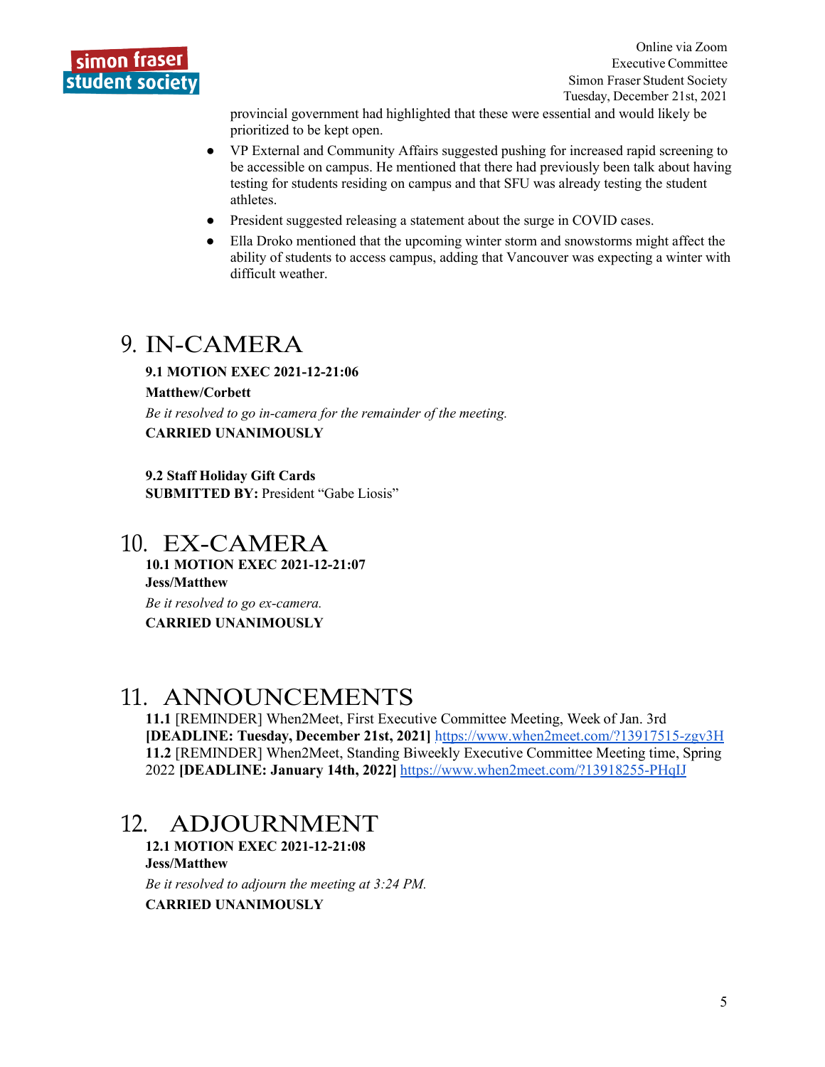provincial government had highlighted that these were essential and would likely be prioritized to be kept open.

- VP External and Community Affairs suggested pushing for increased rapid screening to be accessible on campus. He mentioned that there had previously been talk about having testing for students residing on campus and that SFU was already testing the student athletes.
- President suggested releasing a statement about the surge in COVID cases.
- Ella Droko mentioned that the upcoming winter storm and snowstorms might affect the ability of students to access campus, adding that Vancouver was expecting a winter with difficult weather.

# 9. IN-CAMERA

**9.1 MOTION EXEC 2021-12-21:06**

**Matthew/Corbett**

*Be it resolved to go in-camera for the remainder of the meeting.*

**CARRIED UNANIMOUSLY**

**9.2 Staff Holiday Gift Cards**
**SUBMITTED BY:** President "Gabe Liosis"

# 10. EX-CAMERA

**10.1 MOTION EXEC 2021-12-21:07**
**Jess/Matthew**

*Be it resolved to go ex-camera.*

**CARRIED UNANIMOUSLY**

# 11. ANNOUNCEMENTS

**11.1** [REMINDER] When2Meet, First Executive Committee Meeting, Week of Jan. 3rd **[DEADLINE: Tuesday, December 21st, 2021]** https://www.when2meet.com/?13917515-zgv3H
**11.2** [REMINDER] When2Meet, Standing Biweekly Executive Committee Meeting time, Spring 2022 **[DEADLINE: January 14th, 2022]** https://www.when2meet.com/?13918255-PHqIJ

# 12. ADJOURNMENT

**12.1 MOTION EXEC 2021-12-21:08**
**Jess/Matthew**

*Be it resolved to adjourn the meeting at 3:24 PM.*

**CARRIED UNANIMOUSLY**